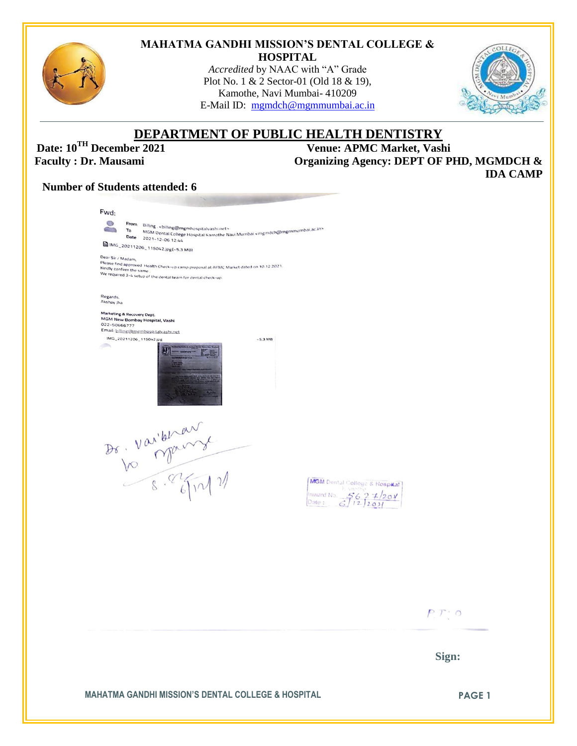**MAHATMA GANDHI MISSION'S DENTAL COLLEGE & HOSPITAL**

*Accredited* by NAAC with "A" Grade
Plot No. 1 & 2 Sector-01 (Old 18 & 19),
Kamothe, Navi Mumbai- 410209
E-Mail ID: mgmdch@mgmmumbai.ac.in

## DEPARTMENT OF PUBLIC HEALTH DENTISTRY

**Date: 10TH December 2021** **Venue: APMC Market, Vashi**

**Faculty : Dr. Mausami** **Organizing Agency: DEPT OF PHD, MGMDCH & IDA CAMP**

**Number of Students attended: 6**

Fwd:

From Billing . <billing@mgmhospitalvashi.net>
To MGM Dental College Hospital Kamothe Navi Mumbai <mgmdch@mgmmumbai.ac.in>
Date 2021-12-06 12:44

IMG_20211206_115042.jpg(~5.3 MB)

Dear Sir / Madam,
Please find approved Health Check-up camp proposal at APMC Market dated on 10.12.2021.
Kindly confirm the same.
We required 3-4 setup of the dental team for dental check-up.

Regards,
Akshay Jha

Marketing & Recovery Dept.
MGM New Bombay Hospital, Vashi
022-50666777
Email: billing@mgmhospitalvashi.net

IMG_20211206_115042.jpg ~5.3 MB

Dr. Vaibhav to manage
6/12/21

MGM Dental College & Hospital
Kamothe
Inward No. 5627/2021
Date: 6/12/2021

P.T.O

**Sign:**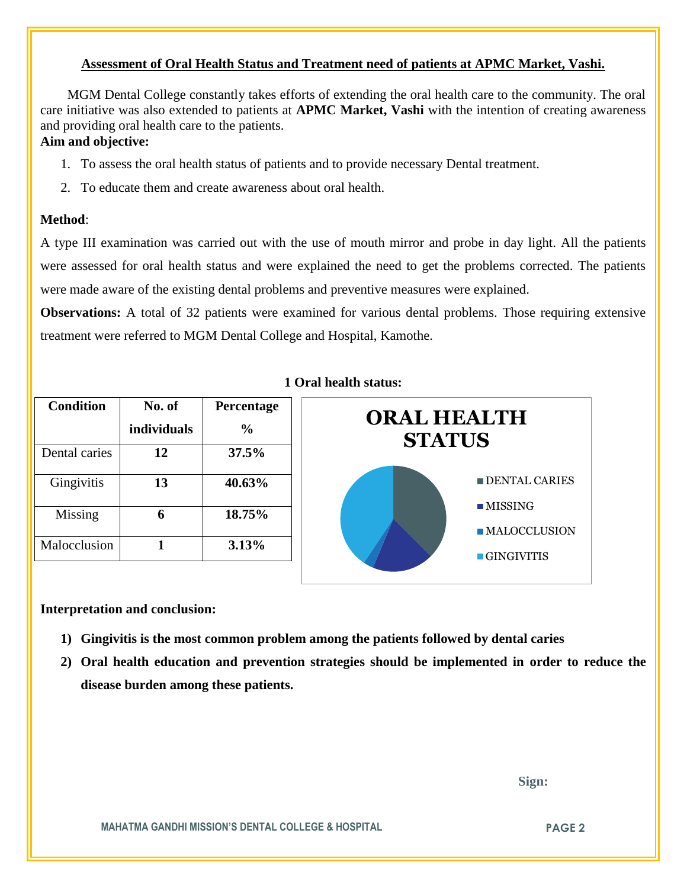## Assessment of Oral Health Status and Treatment need of patients at APMC Market, Vashi.

MGM Dental College constantly takes efforts of extending the oral health care to the community. The oral care initiative was also extended to patients at **APMC Market, Vashi** with the intention of creating awareness and providing oral health care to the patients.

**Aim and objective:**

1. To assess the oral health status of patients and to provide necessary Dental treatment.
2. To educate them and create awareness about oral health.

**Method**:

A type III examination was carried out with the use of mouth mirror and probe in day light. All the patients were assessed for oral health status and were explained the need to get the problems corrected. The patients were made aware of the existing dental problems and preventive measures were explained.

**Observations:** A total of 32 patients were examined for various dental problems. Those requiring extensive treatment were referred to MGM Dental College and Hospital, Kamothe.

**1 Oral health status:**

| Condition | No. of individuals | Percentage % |
|---|---|---|
| Dental caries | **12** | **37.5%** |
| Gingivitis | **13** | **40.63%** |
| Missing | **6** | **18.75%** |
| Malocclusion | **1** | **3.13%** |

**ORAL HEALTH STATUS**

- DENTAL CARIES
- MISSING
- MALOCCLUSION
- GINGIVITIS

**Interpretation and conclusion:**

1) **Gingivitis is the most common problem among the patients followed by dental caries**
2) **Oral health education and prevention strategies should be implemented in order to reduce the disease burden among these patients.**

**Sign:**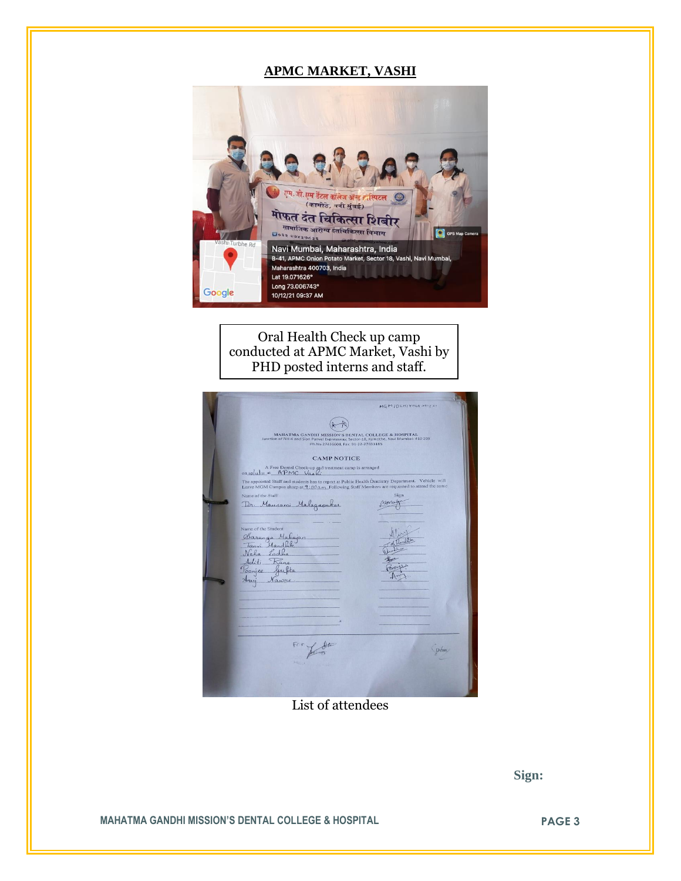**APMC MARKET, VASHI**

Oral Health Check up camp conducted at APMC Market, Vashi by PHD posted interns and staff.

List of attendees

**Sign:**